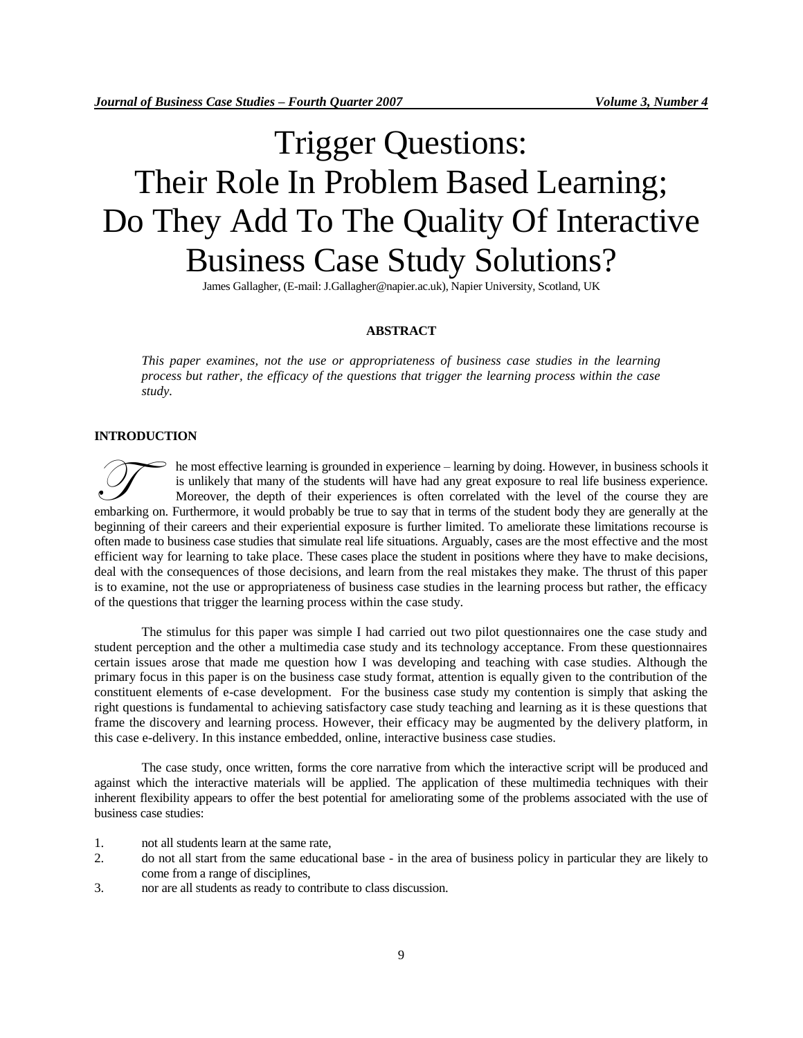# Trigger Questions: Their Role In Problem Based Learning; Do They Add To The Quality Of Interactive Business Case Study Solutions?

James Gallagher, (E-mail: J.Gallagher@napier.ac.uk), Napier University, Scotland, UK

## ABSTRACT

*This paper examines, not the use or appropriateness of business case studies in the learning process but rather, the efficacy of the questions that trigger the learning process within the case study.*

## INTRODUCTION

The most effective learning is grounded in experience – learning by doing. However, in business schools it is unlikely that many of the students will have had any great exposure to real life business experience. Moreover, the depth of their experiences is often correlated with the level of the course they are embarking on. Furthermore, it would probably be true to say that in terms of the student body they are generally at the beginning of their careers and their experiential exposure is further limited. To ameliorate these limitations recourse is often made to business case studies that simulate real life situations. Arguably, cases are the most effective and the most efficient way for learning to take place. These cases place the student in positions where they have to make decisions, deal with the consequences of those decisions, and learn from the real mistakes they make. The thrust of this paper is to examine, not the use or appropriateness of business case studies in the learning process but rather, the efficacy of the questions that trigger the learning process within the case study.

The stimulus for this paper was simple I had carried out two pilot questionnaires one the case study and student perception and the other a multimedia case study and its technology acceptance. From these questionnaires certain issues arose that made me question how I was developing and teaching with case studies. Although the primary focus in this paper is on the business case study format, attention is equally given to the contribution of the constituent elements of e-case development. For the business case study my contention is simply that asking the right questions is fundamental to achieving satisfactory case study teaching and learning as it is these questions that frame the discovery and learning process. However, their efficacy may be augmented by the delivery platform, in this case e-delivery. In this instance embedded, online, interactive business case studies.

The case study, once written, forms the core narrative from which the interactive script will be produced and against which the interactive materials will be applied. The application of these multimedia techniques with their inherent flexibility appears to offer the best potential for ameliorating some of the problems associated with the use of business case studies:

1. not all students learn at the same rate,
2. do not all start from the same educational base - in the area of business policy in particular they are likely to come from a range of disciplines,
3. nor are all students as ready to contribute to class discussion.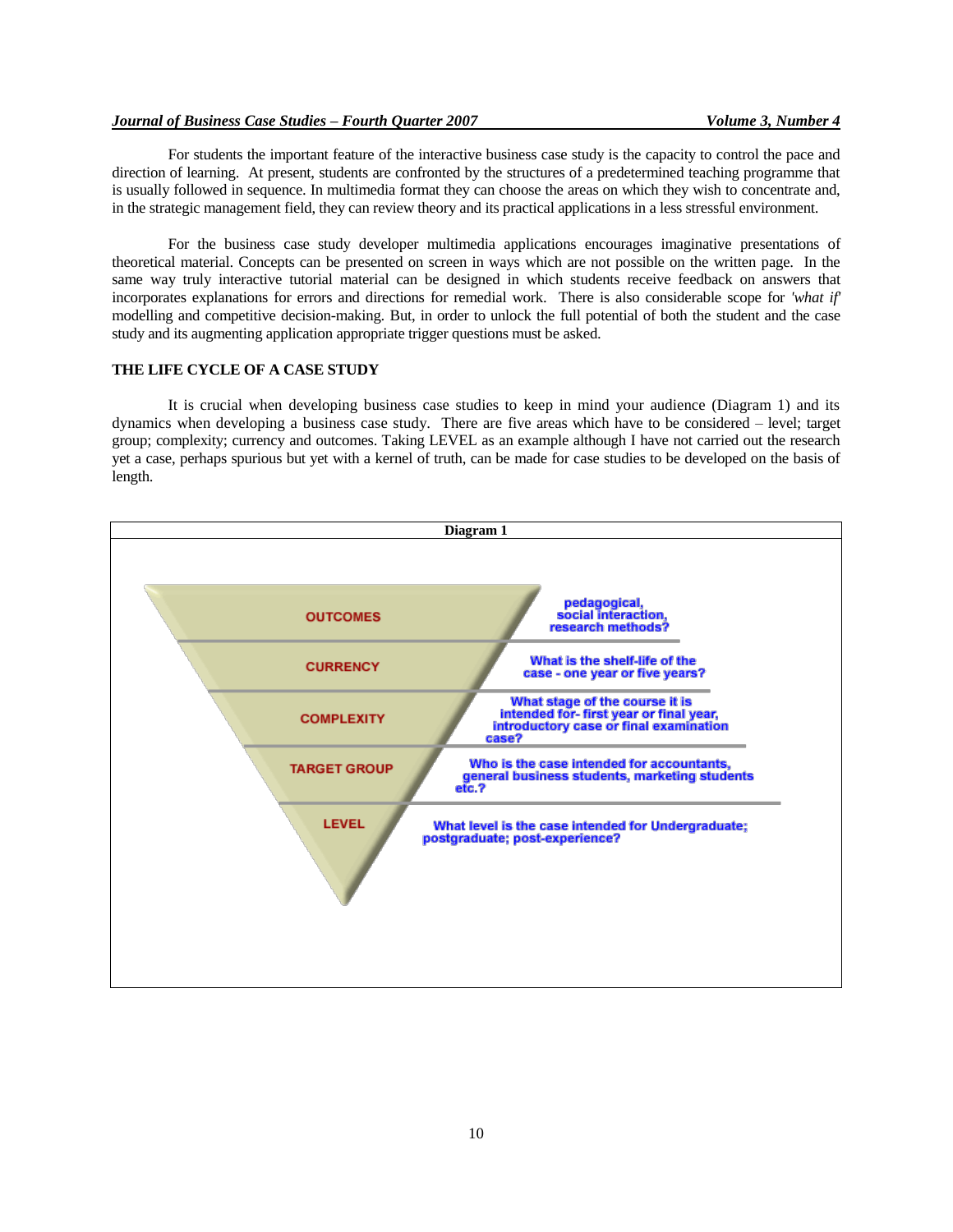For students the important feature of the interactive business case study is the capacity to control the pace and direction of learning. At present, students are confronted by the structures of a predetermined teaching programme that is usually followed in sequence. In multimedia format they can choose the areas on which they wish to concentrate and, in the strategic management field, they can review theory and its practical applications in a less stressful environment.

For the business case study developer multimedia applications encourages imaginative presentations of theoretical material. Concepts can be presented on screen in ways which are not possible on the written page. In the same way truly interactive tutorial material can be designed in which students receive feedback on answers that incorporates explanations for errors and directions for remedial work. There is also considerable scope for *'what if'* modelling and competitive decision-making. But, in order to unlock the full potential of both the student and the case study and its augmenting application appropriate trigger questions must be asked.

## THE LIFE CYCLE OF A CASE STUDY

It is crucial when developing business case studies to keep in mind your audience (Diagram 1) and its dynamics when developing a business case study. There are five areas which have to be considered – level; target group; complexity; currency and outcomes. Taking LEVEL as an example although I have not carried out the research yet a case, perhaps spurious but yet with a kernel of truth, can be made for case studies to be developed on the basis of length.

**Diagram 1**

| | |
|---|---|
| OUTCOMES | pedagogical, social interaction, research methods? |
| CURRENCY | What is the shelf-life of the case - one year or five years? |
| COMPLEXITY | What stage of the course it is intended for- first year or final year, introductory case or final examination case? |
| TARGET GROUP | Who is the case intended for accountants, general business students, marketing students etc.? |
| LEVEL | What level is the case intended for Undergraduate; postgraduate; post-experience? |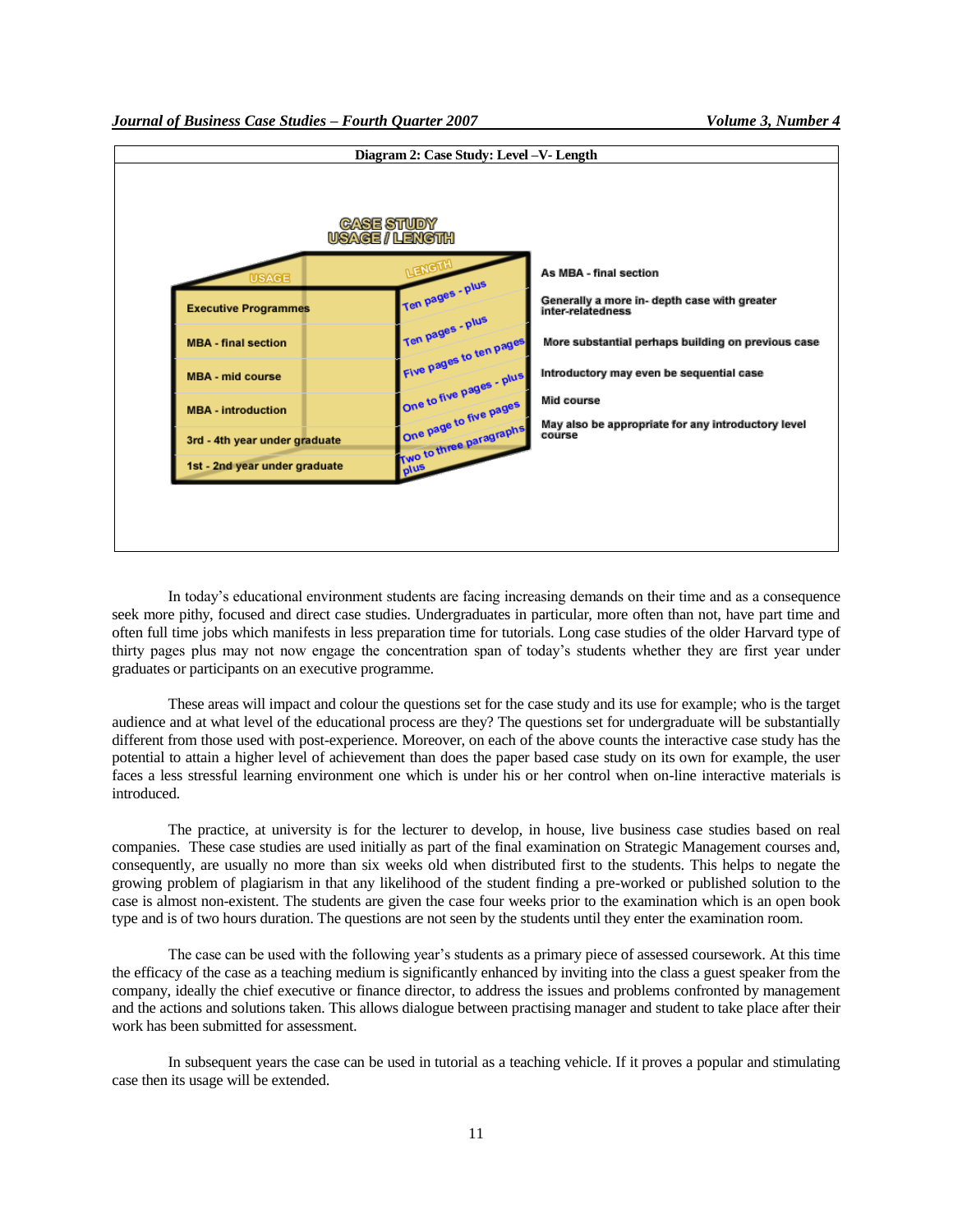**Diagram 2: Case Study: Level –V- Length**

| USAGE | LENGTH | |
|---|---|---|
| Executive Programmes | Ten pages - plus | As MBA - final section |
| MBA - final section | Ten pages - plus | Generally a more in- depth case with greater inter-relatedness |
| MBA - mid course | Five pages to ten pages | More substantial perhaps building on previous case |
| MBA - introduction | One to five pages - plus | Introductory may even be sequential case |
| 3rd - 4th year under graduate | One page to five pages | Mid course |
| 1st - 2nd year under graduate | Two to three paragraphs plus | May also be appropriate for any introductory level course |

In today's educational environment students are facing increasing demands on their time and as a consequence seek more pithy, focused and direct case studies. Undergraduates in particular, more often than not, have part time and often full time jobs which manifests in less preparation time for tutorials. Long case studies of the older Harvard type of thirty pages plus may not now engage the concentration span of today's students whether they are first year under graduates or participants on an executive programme.

These areas will impact and colour the questions set for the case study and its use for example; who is the target audience and at what level of the educational process are they? The questions set for undergraduate will be substantially different from those used with post-experience. Moreover, on each of the above counts the interactive case study has the potential to attain a higher level of achievement than does the paper based case study on its own for example, the user faces a less stressful learning environment one which is under his or her control when on-line interactive materials is introduced.

The practice, at university is for the lecturer to develop, in house, live business case studies based on real companies. These case studies are used initially as part of the final examination on Strategic Management courses and, consequently, are usually no more than six weeks old when distributed first to the students. This helps to negate the growing problem of plagiarism in that any likelihood of the student finding a pre-worked or published solution to the case is almost non-existent. The students are given the case four weeks prior to the examination which is an open book type and is of two hours duration. The questions are not seen by the students until they enter the examination room.

The case can be used with the following year's students as a primary piece of assessed coursework. At this time the efficacy of the case as a teaching medium is significantly enhanced by inviting into the class a guest speaker from the company, ideally the chief executive or finance director, to address the issues and problems confronted by management and the actions and solutions taken. This allows dialogue between practising manager and student to take place after their work has been submitted for assessment.

In subsequent years the case can be used in tutorial as a teaching vehicle. If it proves a popular and stimulating case then its usage will be extended.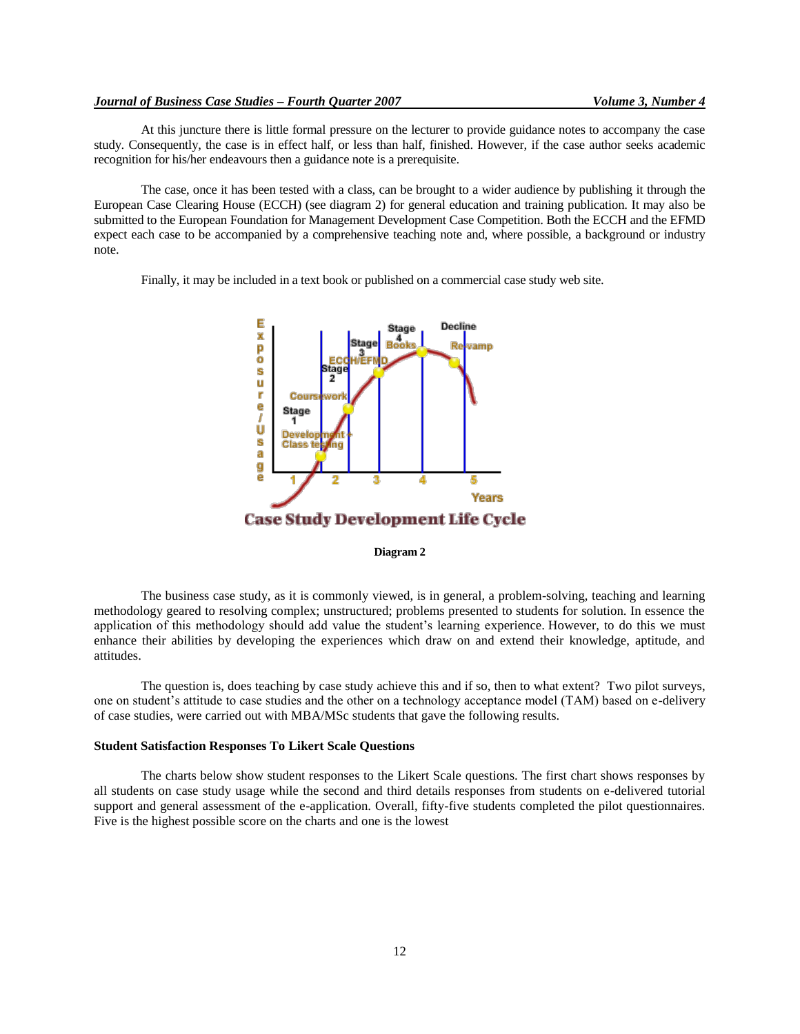At this juncture there is little formal pressure on the lecturer to provide guidance notes to accompany the case study. Consequently, the case is in effect half, or less than half, finished. However, if the case author seeks academic recognition for his/her endeavours then a guidance note is a prerequisite.

The case, once it has been tested with a class, can be brought to a wider audience by publishing it through the European Case Clearing House (ECCH) (see diagram 2) for general education and training publication. It may also be submitted to the European Foundation for Management Development Case Competition. Both the ECCH and the EFMD expect each case to be accompanied by a comprehensive teaching note and, where possible, a background or industry note.

Finally, it may be included in a text book or published on a commercial case study web site.

Case Study Development Life Cycle

**Diagram 2**

The business case study, as it is commonly viewed, is in general, a problem-solving, teaching and learning methodology geared to resolving complex; unstructured; problems presented to students for solution. In essence the application of this methodology should add value the student's learning experience. However, to do this we must enhance their abilities by developing the experiences which draw on and extend their knowledge, aptitude, and attitudes.

The question is, does teaching by case study achieve this and if so, then to what extent? Two pilot surveys, one on student's attitude to case studies and the other on a technology acceptance model (TAM) based on e-delivery of case studies, were carried out with MBA/MSc students that gave the following results.

### Student Satisfaction Responses To Likert Scale Questions

The charts below show student responses to the Likert Scale questions. The first chart shows responses by all students on case study usage while the second and third details responses from students on e-delivered tutorial support and general assessment of the e-application. Overall, fifty-five students completed the pilot questionnaires. Five is the highest possible score on the charts and one is the lowest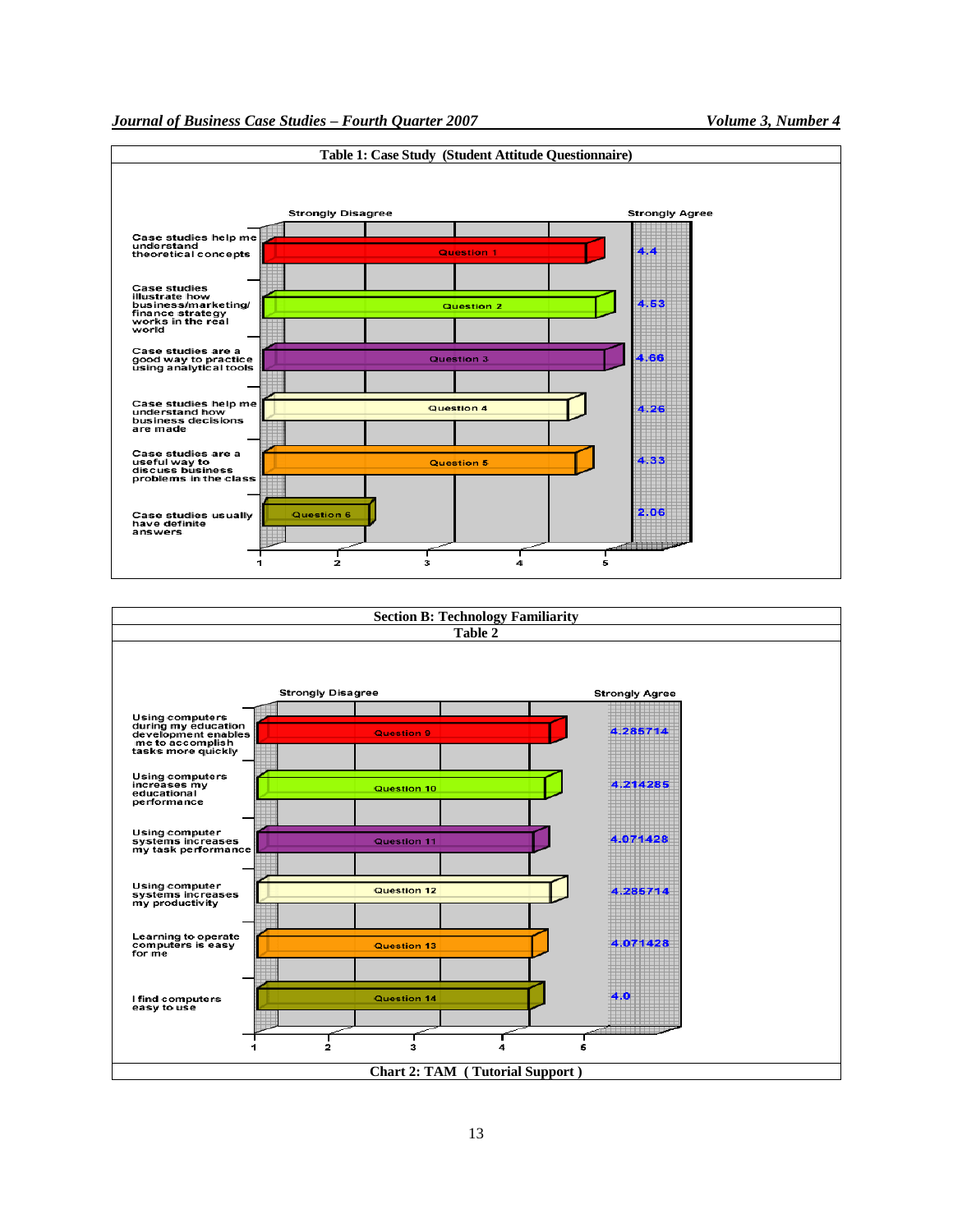**Table 1: Case Study (Student Attitude Questionnaire)**

| Statement | Question | Score (1 = Strongly Disagree, 5 = Strongly Agree) |
|---|---|---|
| Case studies help me understand theoretical concepts | Question 1 | 4.4 |
| Case studies illustrate how business/marketing/ finance strategy works in the real world | Question 2 | 4.53 |
| Case studies are a good way to practice using analytical tools | Question 3 | 4.66 |
| Case studies help me understand how business decisions are made | Question 4 | 4.26 |
| Case studies are a useful way to discuss business problems in the class | Question 5 | 4.33 |
| Case studies usually have definite answers | Question 6 | 2.06 |

**Section B: Technology Familiarity**

**Table 2**

| Statement | Question | Score (1 = Strongly Disagree, 5 = Strongly Agree) |
|---|---|---|
| Using computers during my education development enables me to accomplish tasks more quickly | Question 9 | 4.285714 |
| Using computers increases my educational performance | Question 10 | 4.214285 |
| Using computer systems increases my task performance | Question 11 | 4.071428 |
| Using computer systems increases my productivity | Question 12 | 4.285714 |
| Learning to operate computers is easy for me | Question 13 | 4.071428 |
| I find computers easy to use | Question 14 | 4.0 |

**Chart 2: TAM ( Tutorial Support )**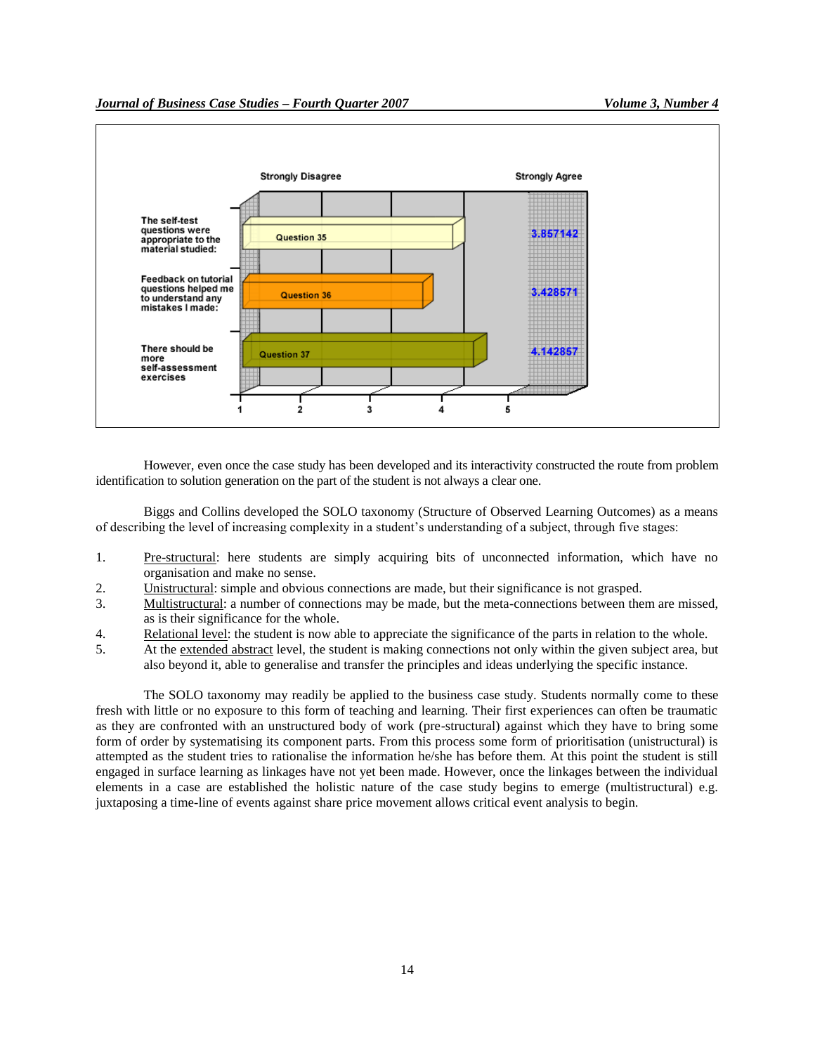| | Question | Mean (1 = Strongly Disagree, 5 = Strongly Agree) |
|---|---|---|
| The self-test questions were appropriate to the material studied: | Question 35 | 3.857142 |
| Feedback on tutorial questions helped me to understand any mistakes I made: | Question 36 | 3.428571 |
| There should be more self-assessment exercises | Question 37 | 4.142857 |

However, even once the case study has been developed and its interactivity constructed the route from problem identification to solution generation on the part of the student is not always a clear one.

Biggs and Collins developed the SOLO taxonomy (Structure of Observed Learning Outcomes) as a means of describing the level of increasing complexity in a student's understanding of a subject, through five stages:

1. Pre-structural: here students are simply acquiring bits of unconnected information, which have no organisation and make no sense.
2. Unistructural: simple and obvious connections are made, but their significance is not grasped.
3. Multistructural: a number of connections may be made, but the meta-connections between them are missed, as is their significance for the whole.
4. Relational level: the student is now able to appreciate the significance of the parts in relation to the whole.
5. At the extended abstract level, the student is making connections not only within the given subject area, but also beyond it, able to generalise and transfer the principles and ideas underlying the specific instance.

The SOLO taxonomy may readily be applied to the business case study. Students normally come to these fresh with little or no exposure to this form of teaching and learning. Their first experiences can often be traumatic as they are confronted with an unstructured body of work (pre-structural) against which they have to bring some form of order by systematising its component parts. From this process some form of prioritisation (unistructural) is attempted as the student tries to rationalise the information he/she has before them. At this point the student is still engaged in surface learning as linkages have not yet been made. However, once the linkages between the individual elements in a case are established the holistic nature of the case study begins to emerge (multistructural) e.g. juxtaposing a time-line of events against share price movement allows critical event analysis to begin.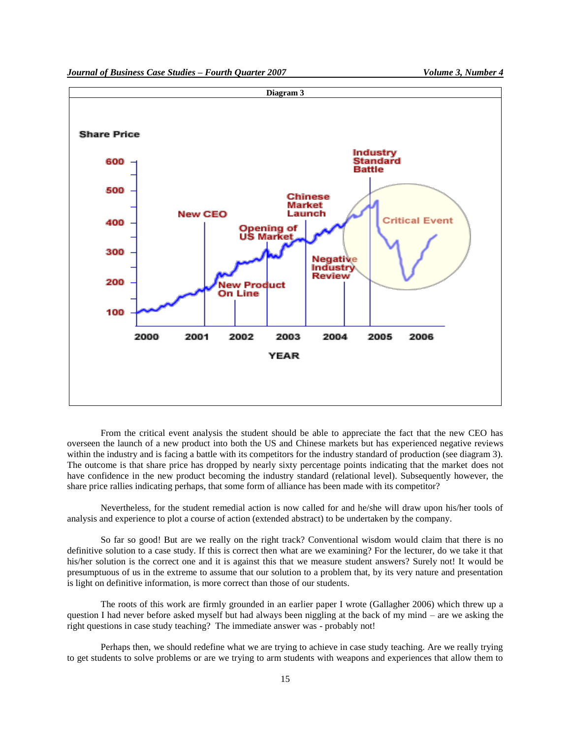**Diagram 3**

From the critical event analysis the student should be able to appreciate the fact that the new CEO has overseen the launch of a new product into both the US and Chinese markets but has experienced negative reviews within the industry and is facing a battle with its competitors for the industry standard of production (see diagram 3). The outcome is that share price has dropped by nearly sixty percentage points indicating that the market does not have confidence in the new product becoming the industry standard (relational level). Subsequently however, the share price rallies indicating perhaps, that some form of alliance has been made with its competitor?

Nevertheless, for the student remedial action is now called for and he/she will draw upon his/her tools of analysis and experience to plot a course of action (extended abstract) to be undertaken by the company.

So far so good! But are we really on the right track? Conventional wisdom would claim that there is no definitive solution to a case study. If this is correct then what are we examining? For the lecturer, do we take it that his/her solution is the correct one and it is against this that we measure student answers? Surely not! It would be presumptuous of us in the extreme to assume that our solution to a problem that, by its very nature and presentation is light on definitive information, is more correct than those of our students.

The roots of this work are firmly grounded in an earlier paper I wrote (Gallagher 2006) which threw up a question I had never before asked myself but had always been niggling at the back of my mind – are we asking the right questions in case study teaching? The immediate answer was - probably not!

Perhaps then, we should redefine what we are trying to achieve in case study teaching. Are we really trying to get students to solve problems or are we trying to arm students with weapons and experiences that allow them to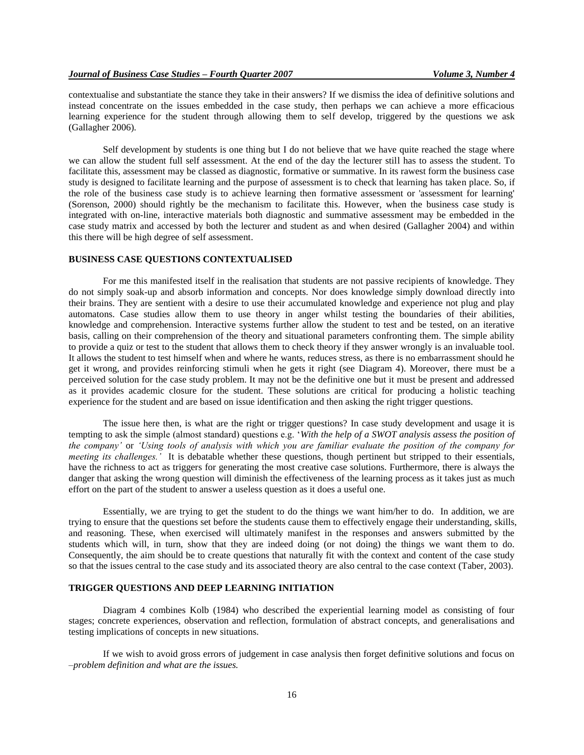contextualise and substantiate the stance they take in their answers? If we dismiss the idea of definitive solutions and instead concentrate on the issues embedded in the case study, then perhaps we can achieve a more efficacious learning experience for the student through allowing them to self develop, triggered by the questions we ask (Gallagher 2006).

Self development by students is one thing but I do not believe that we have quite reached the stage where we can allow the student full self assessment. At the end of the day the lecturer still has to assess the student. To facilitate this, assessment may be classed as diagnostic, formative or summative. In its rawest form the business case study is designed to facilitate learning and the purpose of assessment is to check that learning has taken place. So, if the role of the business case study is to achieve learning then formative assessment or 'assessment for learning' (Sorenson, 2000) should rightly be the mechanism to facilitate this. However, when the business case study is integrated with on-line, interactive materials both diagnostic and summative assessment may be embedded in the case study matrix and accessed by both the lecturer and student as and when desired (Gallagher 2004) and within this there will be high degree of self assessment.

## BUSINESS CASE QUESTIONS CONTEXTUALISED

For me this manifested itself in the realisation that students are not passive recipients of knowledge. They do not simply soak-up and absorb information and concepts. Nor does knowledge simply download directly into their brains. They are sentient with a desire to use their accumulated knowledge and experience not plug and play automatons. Case studies allow them to use theory in anger whilst testing the boundaries of their abilities, knowledge and comprehension. Interactive systems further allow the student to test and be tested, on an iterative basis, calling on their comprehension of the theory and situational parameters confronting them. The simple ability to provide a quiz or test to the student that allows them to check theory if they answer wrongly is an invaluable tool. It allows the student to test himself when and where he wants, reduces stress, as there is no embarrassment should he get it wrong, and provides reinforcing stimuli when he gets it right (see Diagram 4). Moreover, there must be a perceived solution for the case study problem. It may not be the definitive one but it must be present and addressed as it provides academic closure for the student. These solutions are critical for producing a holistic teaching experience for the student and are based on issue identification and then asking the right trigger questions.

The issue here then, is what are the right or trigger questions? In case study development and usage it is tempting to ask the simple (almost standard) questions e.g. '*With the help of a SWOT analysis assess the position of the company'* or *'Using tools of analysis with which you are familiar evaluate the position of the company for meeting its challenges.'* It is debatable whether these questions, though pertinent but stripped to their essentials, have the richness to act as triggers for generating the most creative case solutions. Furthermore, there is always the danger that asking the wrong question will diminish the effectiveness of the learning process as it takes just as much effort on the part of the student to answer a useless question as it does a useful one.

Essentially, we are trying to get the student to do the things we want him/her to do. In addition, we are trying to ensure that the questions set before the students cause them to effectively engage their understanding, skills, and reasoning. These, when exercised will ultimately manifest in the responses and answers submitted by the students which will, in turn, show that they are indeed doing (or not doing) the things we want them to do. Consequently, the aim should be to create questions that naturally fit with the context and content of the case study so that the issues central to the case study and its associated theory are also central to the case context (Taber, 2003).

## TRIGGER QUESTIONS AND DEEP LEARNING INITIATION

Diagram 4 combines Kolb (1984) who described the experiential learning model as consisting of four stages; concrete experiences, observation and reflection, formulation of abstract concepts, and generalisations and testing implications of concepts in new situations.

If we wish to avoid gross errors of judgement in case analysis then forget definitive solutions and focus on *–problem definition and what are the issues.*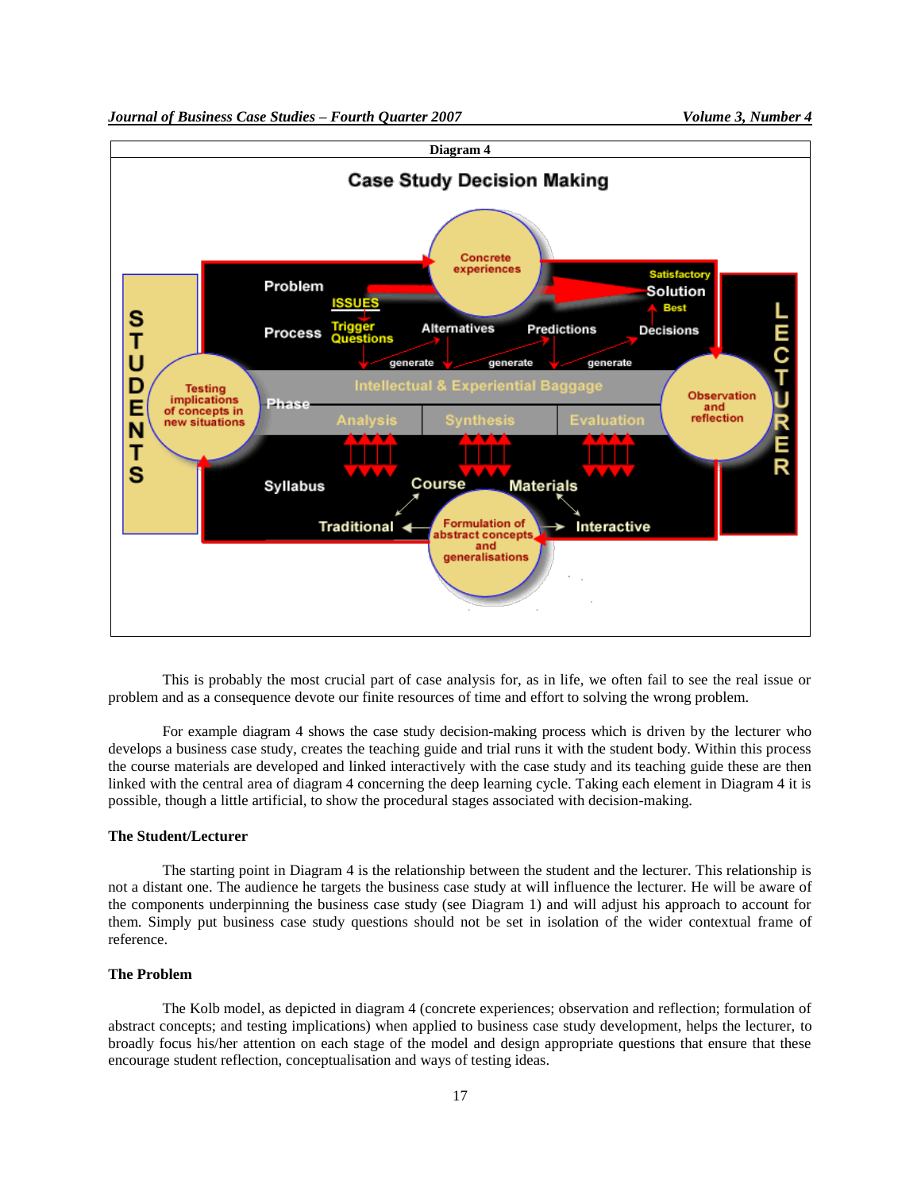**Diagram 4**

**Case Study Decision Making**

This is probably the most crucial part of case analysis for, as in life, we often fail to see the real issue or problem and as a consequence devote our finite resources of time and effort to solving the wrong problem.

For example diagram 4 shows the case study decision-making process which is driven by the lecturer who develops a business case study, creates the teaching guide and trial runs it with the student body. Within this process the course materials are developed and linked interactively with the case study and its teaching guide these are then linked with the central area of diagram 4 concerning the deep learning cycle. Taking each element in Diagram 4 it is possible, though a little artificial, to show the procedural stages associated with decision-making.

### The Student/Lecturer

The starting point in Diagram 4 is the relationship between the student and the lecturer. This relationship is not a distant one. The audience he targets the business case study at will influence the lecturer. He will be aware of the components underpinning the business case study (see Diagram 1) and will adjust his approach to account for them. Simply put business case study questions should not be set in isolation of the wider contextual frame of reference.

### The Problem

The Kolb model, as depicted in diagram 4 (concrete experiences; observation and reflection; formulation of abstract concepts; and testing implications) when applied to business case study development, helps the lecturer, to broadly focus his/her attention on each stage of the model and design appropriate questions that ensure that these encourage student reflection, conceptualisation and ways of testing ideas.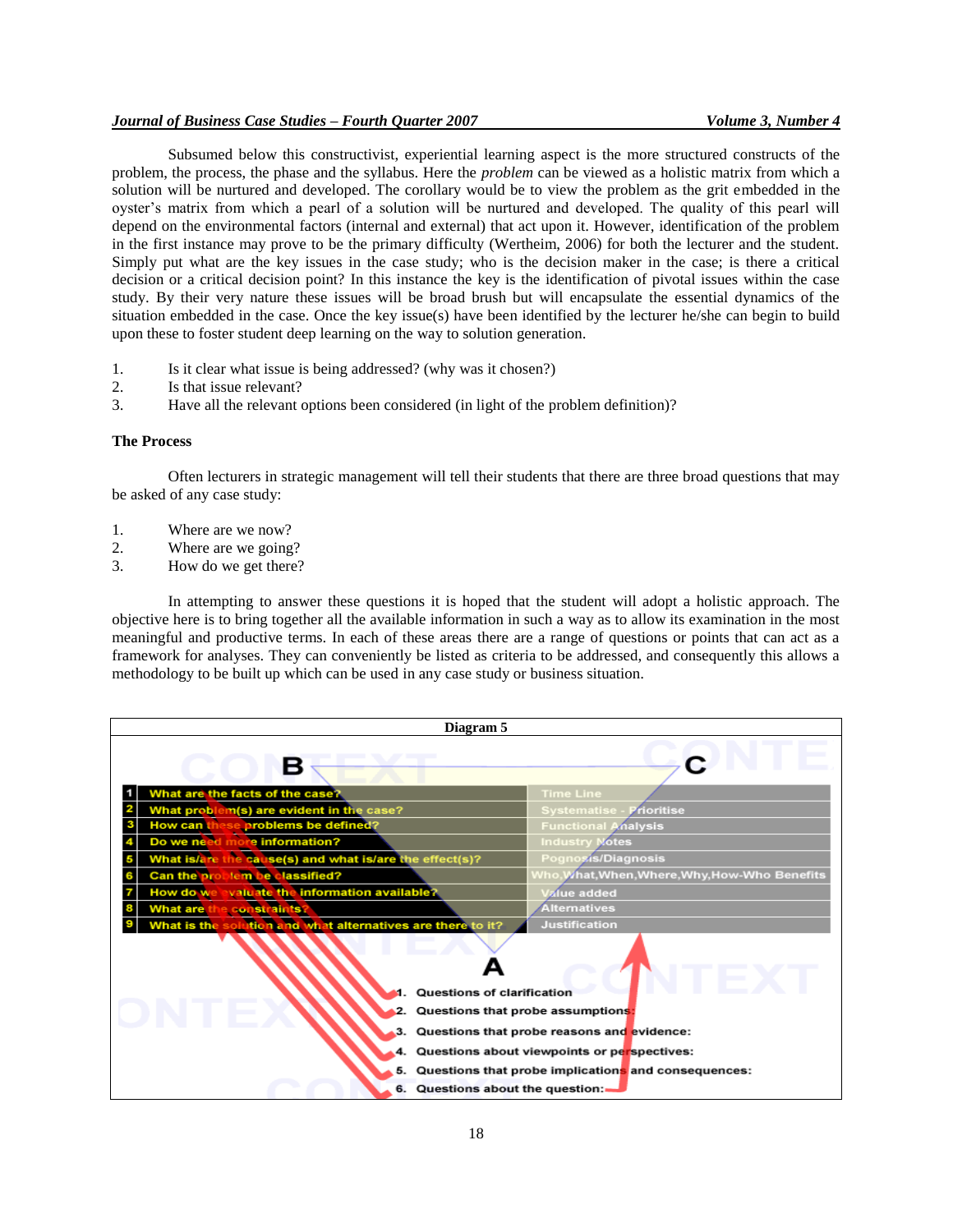Subsumed below this constructivist, experiential learning aspect is the more structured constructs of the problem, the process, the phase and the syllabus. Here the *problem* can be viewed as a holistic matrix from which a solution will be nurtured and developed. The corollary would be to view the problem as the grit embedded in the oyster's matrix from which a pearl of a solution will be nurtured and developed. The quality of this pearl will depend on the environmental factors (internal and external) that act upon it. However, identification of the problem in the first instance may prove to be the primary difficulty (Wertheim, 2006) for both the lecturer and the student. Simply put what are the key issues in the case study; who is the decision maker in the case; is there a critical decision or a critical decision point? In this instance the key is the identification of pivotal issues within the case study. By their very nature these issues will be broad brush but will encapsulate the essential dynamics of the situation embedded in the case. Once the key issue(s) have been identified by the lecturer he/she can begin to build upon these to foster student deep learning on the way to solution generation.

1. Is it clear what issue is being addressed? (why was it chosen?)
2. Is that issue relevant?
3. Have all the relevant options been considered (in light of the problem definition)?

**The Process**

Often lecturers in strategic management will tell their students that there are three broad questions that may be asked of any case study:

1. Where are we now?
2. Where are we going?
3. How do we get there?

In attempting to answer these questions it is hoped that the student will adopt a holistic approach. The objective here is to bring together all the available information in such a way as to allow its examination in the most meaningful and productive terms. In each of these areas there are a range of questions or points that can act as a framework for analyses. They can conveniently be listed as criteria to be addressed, and consequently this allows a methodology to be built up which can be used in any case study or business situation.

**Diagram 5**

| | B | C |
|---|---|---|
| 1 | What are the facts of the case? | Time Line |
| 2 | What problem(s) are evident in the case? | Systematise - Prioritise |
| 3 | How can these problems be defined? | Functional Analysis |
| 4 | Do we need more information? | Industry Notes |
| 5 | What is/are the cause(s) and what is/are the effect(s)? | Pognosis/Diagnosis |
| 6 | Can the problem be classified? | Who,What,When,Where,Why,How-Who Benefits |
| 7 | How do we evaluate the information available? | Value added |
| 8 | What are the constraints? | Alternatives |
| 9 | What is the solution and what alternatives are there to it? | Justification |

A

1. Questions of clarification
2. Questions that probe assumptions:
3. Questions that probe reasons and evidence:
4. Questions about viewpoints or perspectives:
5. Questions that probe implications and consequences:
6. Questions about the question: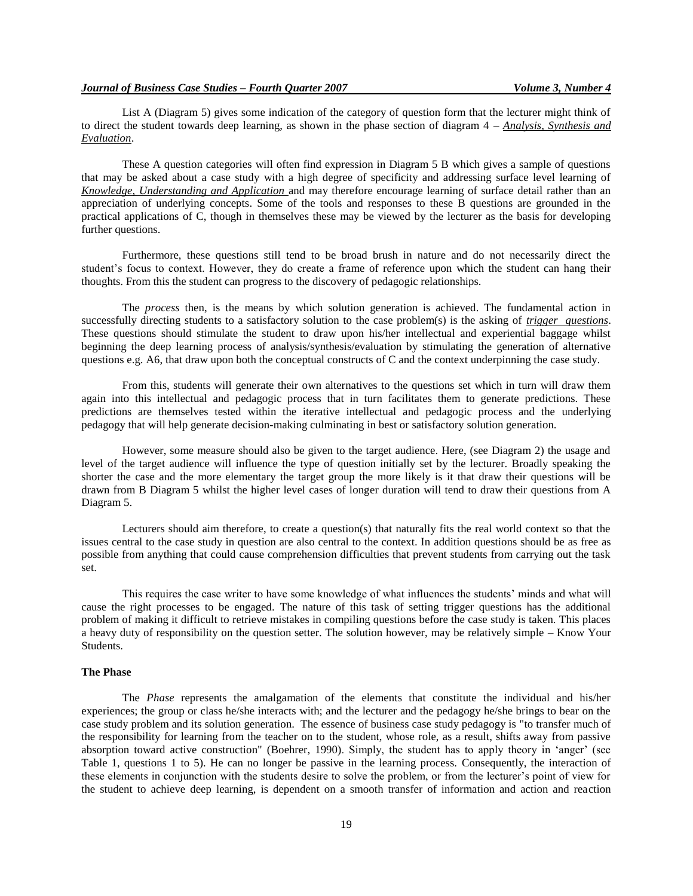List A (Diagram 5) gives some indication of the category of question form that the lecturer might think of to direct the student towards deep learning, as shown in the phase section of diagram 4 – *Analysis, Synthesis and Evaluation*.

These A question categories will often find expression in Diagram 5 B which gives a sample of questions that may be asked about a case study with a high degree of specificity and addressing surface level learning of *Knowledge, Understanding and Application* and may therefore encourage learning of surface detail rather than an appreciation of underlying concepts. Some of the tools and responses to these B questions are grounded in the practical applications of C, though in themselves these may be viewed by the lecturer as the basis for developing further questions.

Furthermore, these questions still tend to be broad brush in nature and do not necessarily direct the student's focus to context. However, they do create a frame of reference upon which the student can hang their thoughts. From this the student can progress to the discovery of pedagogic relationships.

The *process* then, is the means by which solution generation is achieved. The fundamental action in successfully directing students to a satisfactory solution to the case problem(s) is the asking of *trigger questions*. These questions should stimulate the student to draw upon his/her intellectual and experiential baggage whilst beginning the deep learning process of analysis/synthesis/evaluation by stimulating the generation of alternative questions e.g. A6, that draw upon both the conceptual constructs of C and the context underpinning the case study.

From this, students will generate their own alternatives to the questions set which in turn will draw them again into this intellectual and pedagogic process that in turn facilitates them to generate predictions. These predictions are themselves tested within the iterative intellectual and pedagogic process and the underlying pedagogy that will help generate decision-making culminating in best or satisfactory solution generation.

However, some measure should also be given to the target audience. Here, (see Diagram 2) the usage and level of the target audience will influence the type of question initially set by the lecturer. Broadly speaking the shorter the case and the more elementary the target group the more likely is it that draw their questions will be drawn from B Diagram 5 whilst the higher level cases of longer duration will tend to draw their questions from A Diagram 5.

Lecturers should aim therefore, to create a question(s) that naturally fits the real world context so that the issues central to the case study in question are also central to the context. In addition questions should be as free as possible from anything that could cause comprehension difficulties that prevent students from carrying out the task set.

This requires the case writer to have some knowledge of what influences the students' minds and what will cause the right processes to be engaged. The nature of this task of setting trigger questions has the additional problem of making it difficult to retrieve mistakes in compiling questions before the case study is taken. This places a heavy duty of responsibility on the question setter. The solution however, may be relatively simple – Know Your Students.

**The Phase**

The *Phase* represents the amalgamation of the elements that constitute the individual and his/her experiences; the group or class he/she interacts with; and the lecturer and the pedagogy he/she brings to bear on the case study problem and its solution generation. The essence of business case study pedagogy is "to transfer much of the responsibility for learning from the teacher on to the student, whose role, as a result, shifts away from passive absorption toward active construction" (Boehrer, 1990). Simply, the student has to apply theory in 'anger' (see Table 1, questions 1 to 5). He can no longer be passive in the learning process. Consequently, the interaction of these elements in conjunction with the students desire to solve the problem, or from the lecturer's point of view for the student to achieve deep learning, is dependent on a smooth transfer of information and action and reaction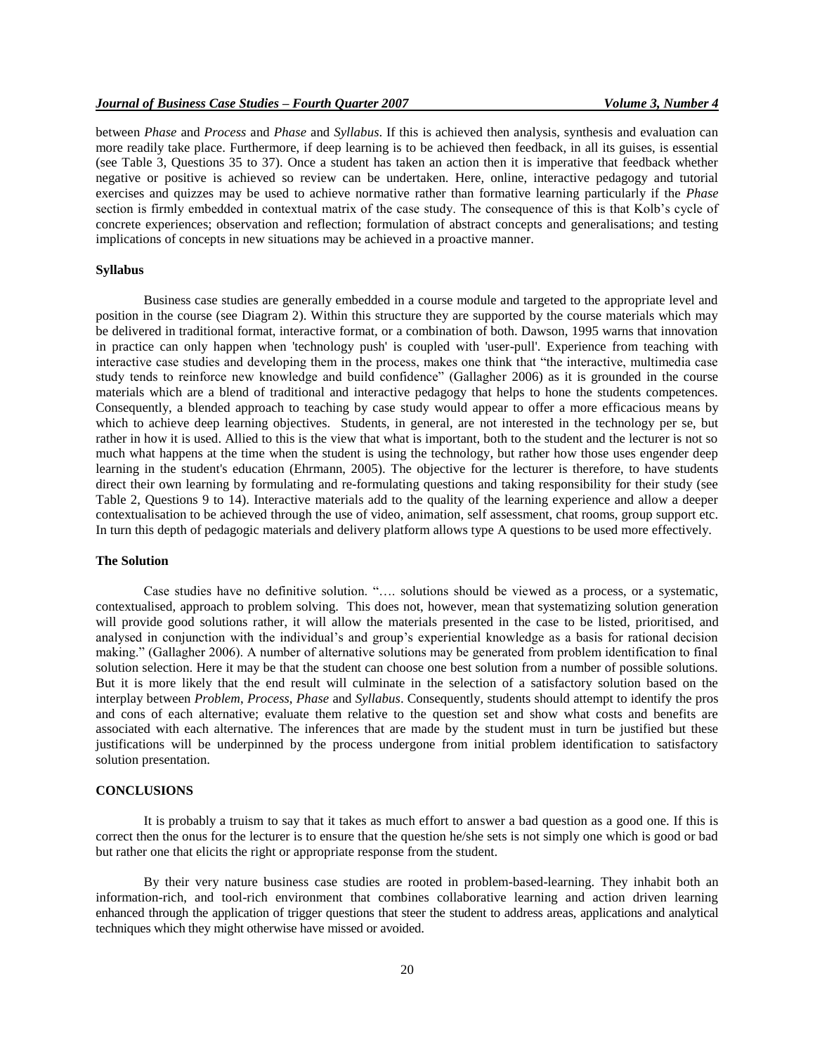between *Phase* and *Process* and *Phase* and *Syllabus*. If this is achieved then analysis, synthesis and evaluation can more readily take place. Furthermore, if deep learning is to be achieved then feedback, in all its guises, is essential (see Table 3, Questions 35 to 37). Once a student has taken an action then it is imperative that feedback whether negative or positive is achieved so review can be undertaken. Here, online, interactive pedagogy and tutorial exercises and quizzes may be used to achieve normative rather than formative learning particularly if the *Phase* section is firmly embedded in contextual matrix of the case study. The consequence of this is that Kolb's cycle of concrete experiences; observation and reflection; formulation of abstract concepts and generalisations; and testing implications of concepts in new situations may be achieved in a proactive manner.

**Syllabus**

Business case studies are generally embedded in a course module and targeted to the appropriate level and position in the course (see Diagram 2). Within this structure they are supported by the course materials which may be delivered in traditional format, interactive format, or a combination of both. Dawson, 1995 warns that innovation in practice can only happen when 'technology push' is coupled with 'user-pull'. Experience from teaching with interactive case studies and developing them in the process, makes one think that "the interactive, multimedia case study tends to reinforce new knowledge and build confidence" (Gallagher 2006) as it is grounded in the course materials which are a blend of traditional and interactive pedagogy that helps to hone the students competences. Consequently, a blended approach to teaching by case study would appear to offer a more efficacious means by which to achieve deep learning objectives. Students, in general, are not interested in the technology per se, but rather in how it is used. Allied to this is the view that what is important, both to the student and the lecturer is not so much what happens at the time when the student is using the technology, but rather how those uses engender deep learning in the student's education (Ehrmann, 2005). The objective for the lecturer is therefore, to have students direct their own learning by formulating and re-formulating questions and taking responsibility for their study (see Table 2, Questions 9 to 14). Interactive materials add to the quality of the learning experience and allow a deeper contextualisation to be achieved through the use of video, animation, self assessment, chat rooms, group support etc. In turn this depth of pedagogic materials and delivery platform allows type A questions to be used more effectively.

**The Solution**

Case studies have no definitive solution. "…. solutions should be viewed as a process, or a systematic, contextualised, approach to problem solving. This does not, however, mean that systematizing solution generation will provide good solutions rather, it will allow the materials presented in the case to be listed, prioritised, and analysed in conjunction with the individual's and group's experiential knowledge as a basis for rational decision making." (Gallagher 2006). A number of alternative solutions may be generated from problem identification to final solution selection. Here it may be that the student can choose one best solution from a number of possible solutions. But it is more likely that the end result will culminate in the selection of a satisfactory solution based on the interplay between *Problem*, *Process*, *Phase* and *Syllabus*. Consequently, students should attempt to identify the pros and cons of each alternative; evaluate them relative to the question set and show what costs and benefits are associated with each alternative. The inferences that are made by the student must in turn be justified but these justifications will be underpinned by the process undergone from initial problem identification to satisfactory solution presentation.

## CONCLUSIONS

It is probably a truism to say that it takes as much effort to answer a bad question as a good one. If this is correct then the onus for the lecturer is to ensure that the question he/she sets is not simply one which is good or bad but rather one that elicits the right or appropriate response from the student.

By their very nature business case studies are rooted in problem-based-learning. They inhabit both an information-rich, and tool-rich environment that combines collaborative learning and action driven learning enhanced through the application of trigger questions that steer the student to address areas, applications and analytical techniques which they might otherwise have missed or avoided.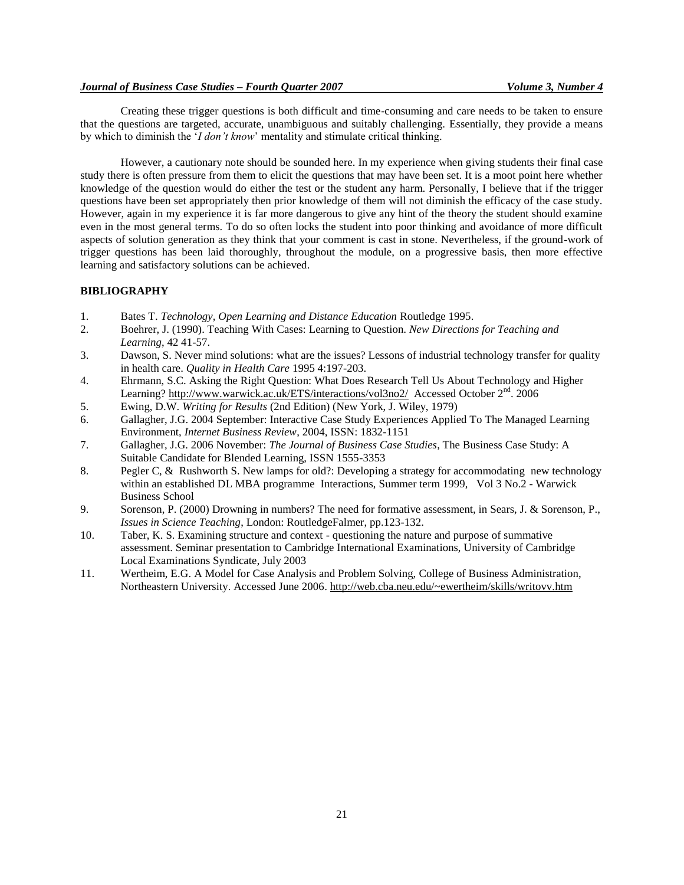Creating these trigger questions is both difficult and time-consuming and care needs to be taken to ensure that the questions are targeted, accurate, unambiguous and suitably challenging. Essentially, they provide a means by which to diminish the '*I don't know*' mentality and stimulate critical thinking.

However, a cautionary note should be sounded here. In my experience when giving students their final case study there is often pressure from them to elicit the questions that may have been set. It is a moot point here whether knowledge of the question would do either the test or the student any harm. Personally, I believe that if the trigger questions have been set appropriately then prior knowledge of them will not diminish the efficacy of the case study. However, again in my experience it is far more dangerous to give any hint of the theory the student should examine even in the most general terms. To do so often locks the student into poor thinking and avoidance of more difficult aspects of solution generation as they think that your comment is cast in stone. Nevertheless, if the ground-work of trigger questions has been laid thoroughly, throughout the module, on a progressive basis, then more effective learning and satisfactory solutions can be achieved.

## BIBLIOGRAPHY

1. Bates T. *Technology, Open Learning and Distance Education* Routledge 1995.
2. Boehrer, J. (1990). Teaching With Cases: Learning to Question. *New Directions for Teaching and Learning*, 42 41-57.
3. Dawson, S. Never mind solutions: what are the issues? Lessons of industrial technology transfer for quality in health care. *Quality in Health Care* 1995 4:197-203.
4. Ehrmann, S.C. Asking the Right Question: What Does Research Tell Us About Technology and Higher Learning? http://www.warwick.ac.uk/ETS/interactions/vol3no2/ Accessed October 2nd. 2006
5. Ewing, D.W. *Writing for Results* (2nd Edition) (New York, J. Wiley, 1979)
6. Gallagher, J.G. 2004 September: Interactive Case Study Experiences Applied To The Managed Learning Environment, *Internet Business Review*, 2004, ISSN: 1832-1151
7. Gallagher, J.G. 2006 November: *The Journal of Business Case Studies*, The Business Case Study: A Suitable Candidate for Blended Learning, ISSN 1555-3353
8. Pegler C, & Rushworth S. New lamps for old?: Developing a strategy for accommodating new technology within an established DL MBA programme Interactions, Summer term 1999, Vol 3 No.2 - Warwick Business School
9. Sorenson, P. (2000) Drowning in numbers? The need for formative assessment, in Sears, J. & Sorenson, P., *Issues in Science Teaching*, London: RoutledgeFalmer, pp.123-132.
10. Taber, K. S. Examining structure and context - questioning the nature and purpose of summative assessment. Seminar presentation to Cambridge International Examinations, University of Cambridge Local Examinations Syndicate, July 2003
11. Wertheim, E.G. A Model for Case Analysis and Problem Solving, College of Business Administration, Northeastern University. Accessed June 2006. http://web.cba.neu.edu/~ewertheim/skills/writovv.htm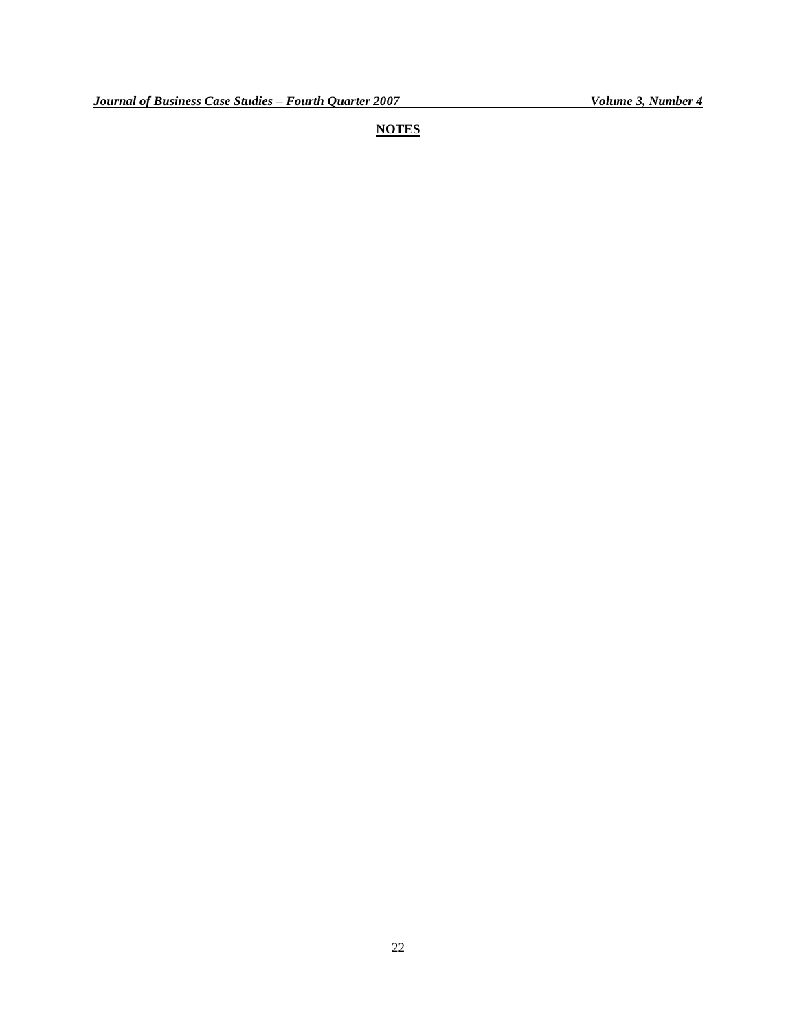**NOTES**